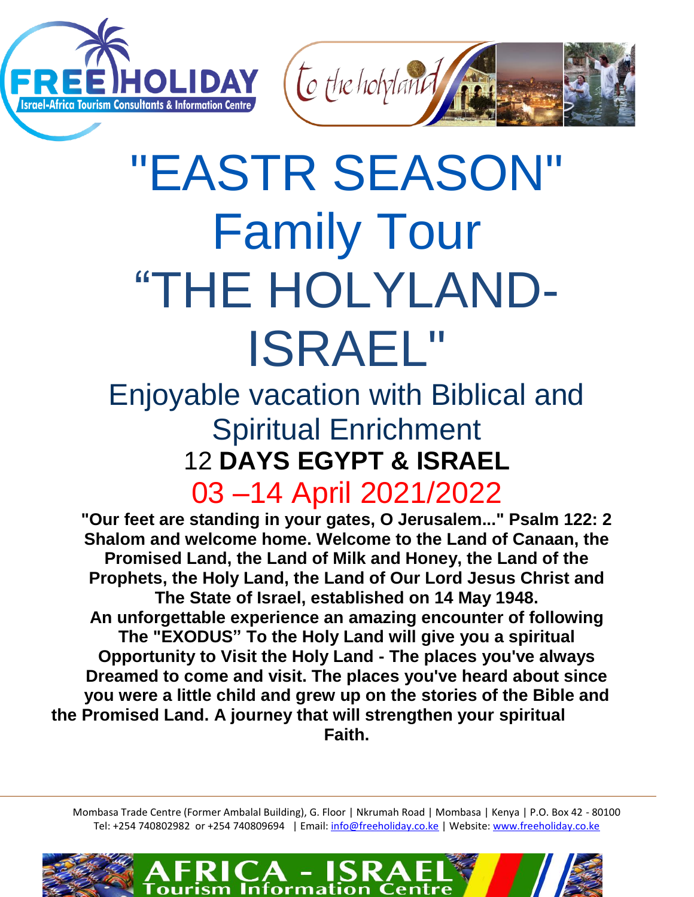# "EASTR SEASON" Family Tour "THE HOLYLAND-ISRAEL"

## Enjoyable vacation with Biblical and Spiritual Enrichment

## 12 **DAYS EGYPT & ISRAEL**

## 03 –14 April 2021/2022

**"Our feet are standing in your gates, O Jerusalem..." Psalm 122: 2 Shalom and welcome home. Welcome to the Land of Canaan, the Promised Land, the Land of Milk and Honey, the Land of the Prophets, the Holy Land, the Land of Our Lord Jesus Christ and The State of Israel, established on 14 May 1948. An unforgettable experience an amazing encounter of following The "EXODUS" To the Holy Land will give you a spiritual Opportunity to Visit the Holy Land - The places you've always Dreamed to come and visit. The places you've heard about since you were a little child and grew up on the stories of the Bible and the Promised Land. A journey that will strengthen your spiritual Faith.**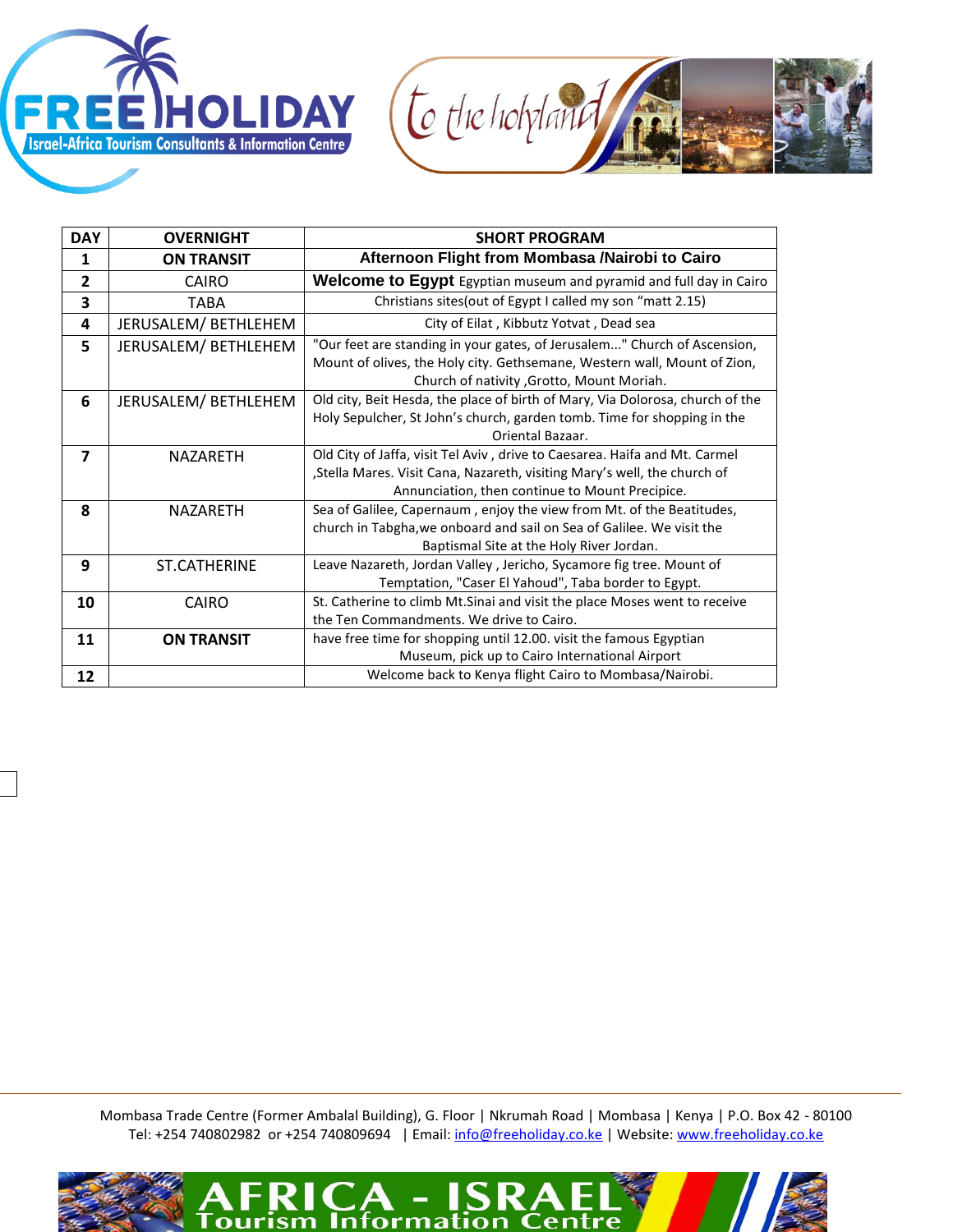| DAY | OVERNIGHT | SHORT PROGRAM |
|---|---|---|
| 1 | **ON TRANSIT** | **Afternoon Flight from Mombasa /Nairobi to Cairo** |
| 2 | CAIRO | **Welcome to Egypt** Egyptian museum and pyramid and full day in Cairo |
| 3 | TABA | Christians sites(out of Egypt I called my son "matt 2.15) |
| 4 | JERUSALEM/ BETHLEHEM | City of Eilat , Kibbutz Yotvat , Dead sea |
| 5 | JERUSALEM/ BETHLEHEM | "Our feet are standing in your gates, of Jerusalem..." Church of Ascension, Mount of olives, the Holy city. Gethsemane, Western wall, Mount of Zion, Church of nativity ,Grotto, Mount Moriah. |
| 6 | JERUSALEM/ BETHLEHEM | Old city, Beit Hesda, the place of birth of Mary, Via Dolorosa, church of the Holy Sepulcher, St John's church, garden tomb. Time for shopping in the Oriental Bazaar. |
| 7 | NAZARETH | Old City of Jaffa, visit Tel Aviv , drive to Caesarea. Haifa and Mt. Carmel ,Stella Mares. Visit Cana, Nazareth, visiting Mary's well, the church of Annunciation, then continue to Mount Precipice. |
| 8 | NAZARETH | Sea of Galilee, Capernaum , enjoy the view from Mt. of the Beatitudes, church in Tabgha,we onboard and sail on Sea of Galilee. We visit the Baptismal Site at the Holy River Jordan. |
| 9 | ST.CATHERINE | Leave Nazareth, Jordan Valley , Jericho, Sycamore fig tree. Mount of Temptation, "Caser El Yahoud", Taba border to Egypt. |
| 10 | CAIRO | St. Catherine to climb Mt.Sinai and visit the place Moses went to receive the Ten Commandments. We drive to Cairo. |
| 11 | **ON TRANSIT** | have free time for shopping until 12.00. visit the famous Egyptian Museum, pick up to Cairo International Airport |
| 12 | | Welcome back to Kenya flight Cairo to Mombasa/Nairobi. |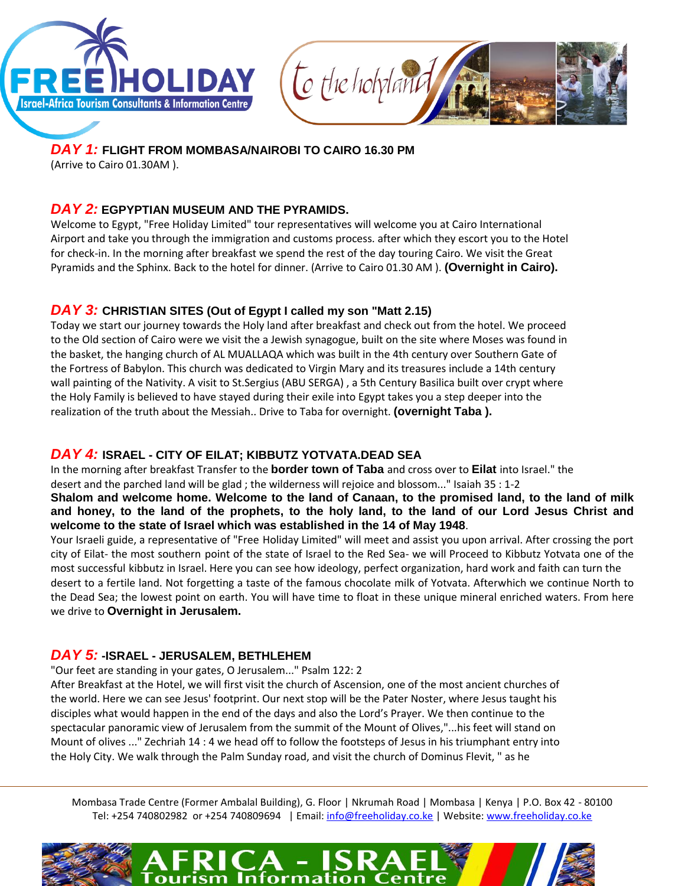## *DAY 1:* FLIGHT FROM MOMBASA/NAIROBI TO CAIRO 16.30 PM

(Arrive to Cairo 01.30AM ).

## *DAY 2:* EGYPTIAN MUSEUM AND THE PYRAMIDS.

Welcome to Egypt, "Free Holiday Limited" tour representatives will welcome you at Cairo International Airport and take you through the immigration and customs process. after which they escort you to the Hotel for check-in. In the morning after breakfast we spend the rest of the day touring Cairo. We visit the Great Pyramids and the Sphinx. Back to the hotel for dinner. (Arrive to Cairo 01.30 AM ). **(Overnight in Cairo).**

## *DAY 3:* CHRISTIAN SITES (Out of Egypt I called my son "Matt 2.15)

Today we start our journey towards the Holy land after breakfast and check out from the hotel. We proceed to the Old section of Cairo were we visit the a Jewish synagogue, built on the site where Moses was found in the basket, the hanging church of AL MUALLAQA which was built in the 4th century over Southern Gate of the Fortress of Babylon. This church was dedicated to Virgin Mary and its treasures include a 14th century wall painting of the Nativity. A visit to St.Sergius (ABU SERGA) , a 5th Century Basilica built over crypt where the Holy Family is believed to have stayed during their exile into Egypt takes you a step deeper into the realization of the truth about the Messiah.. Drive to Taba for overnight. **(overnight Taba ).**

## *DAY 4:* ISRAEL - CITY OF EILAT; KIBBUTZ YOTVATA.DEAD SEA

In the morning after breakfast Transfer to the **border town of Taba** and cross over to **Eilat** into Israel." the desert and the parched land will be glad ; the wilderness will rejoice and blossom..." Isaiah 35 : 1-2

**Shalom and welcome home. Welcome to the land of Canaan, to the promised land, to the land of milk and honey, to the land of the prophets, to the holy land, to the land of our Lord Jesus Christ and welcome to the state of Israel which was established in the 14 of May 1948**.

Your Israeli guide, a representative of "Free Holiday Limited" will meet and assist you upon arrival. After crossing the port city of Eilat- the most southern point of the state of Israel to the Red Sea- we will Proceed to Kibbutz Yotvata one of the most successful kibbutz in Israel. Here you can see how ideology, perfect organization, hard work and faith can turn the desert to a fertile land. Not forgetting a taste of the famous chocolate milk of Yotvata. Afterwhich we continue North to the Dead Sea; the lowest point on earth. You will have time to float in these unique mineral enriched waters. From here we drive to **Overnight in Jerusalem.**

## *DAY 5:* -ISRAEL - JERUSALEM, BETHLEHEM

"Our feet are standing in your gates, O Jerusalem..." Psalm 122: 2

After Breakfast at the Hotel, we will first visit the church of Ascension, one of the most ancient churches of the world. Here we can see Jesus' footprint. Our next stop will be the Pater Noster, where Jesus taught his disciples what would happen in the end of the days and also the Lord's Prayer. We then continue to the spectacular panoramic view of Jerusalem from the summit of the Mount of Olives,"...his feet will stand on Mount of olives ..." Zechriah 14 : 4 we head off to follow the footsteps of Jesus in his triumphant entry into the Holy City. We walk through the Palm Sunday road, and visit the church of Dominus Flevit, " as he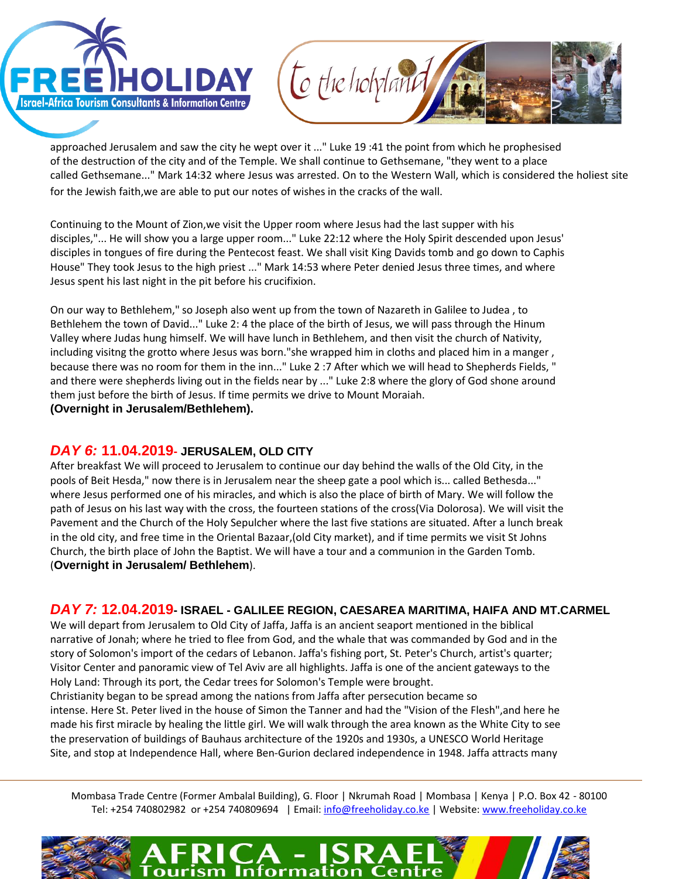approached Jerusalem and saw the city he wept over it ..." Luke 19 :41 the point from which he prophesised of the destruction of the city and of the Temple. We shall continue to Gethsemane, "they went to a place called Gethsemane..." Mark 14:32 where Jesus was arrested. On to the Western Wall, which is considered the holiest site for the Jewish faith,we are able to put our notes of wishes in the cracks of the wall.

Continuing to the Mount of Zion,we visit the Upper room where Jesus had the last supper with his disciples,"... He will show you a large upper room..." Luke 22:12 where the Holy Spirit descended upon Jesus' disciples in tongues of fire during the Pentecost feast. We shall visit King Davids tomb and go down to Caphis House" They took Jesus to the high priest ..." Mark 14:53 where Peter denied Jesus three times, and where Jesus spent his last night in the pit before his crucifixion.

On our way to Bethlehem," so Joseph also went up from the town of Nazareth in Galilee to Judea , to Bethlehem the town of David..." Luke 2: 4 the place of the birth of Jesus, we will pass through the Hinum Valley where Judas hung himself. We will have lunch in Bethlehem, and then visit the church of Nativity, including visitng the grotto where Jesus was born."she wrapped him in cloths and placed him in a manger , because there was no room for them in the inn..." Luke 2 :7 After which we will head to Shepherds Fields, " and there were shepherds living out in the fields near by ..." Luke 2:8 where the glory of God shone around them just before the birth of Jesus. If time permits we drive to Mount Moraiah.
**(Overnight in Jerusalem/Bethlehem).**

## *DAY 6:* 11.04.2019- JERUSALEM, OLD CITY

After breakfast We will proceed to Jerusalem to continue our day behind the walls of the Old City, in the pools of Beit Hesda," now there is in Jerusalem near the sheep gate a pool which is... called Bethesda..." where Jesus performed one of his miracles, and which is also the place of birth of Mary. We will follow the path of Jesus on his last way with the cross, the fourteen stations of the cross(Via Dolorosa). We will visit the Pavement and the Church of the Holy Sepulcher where the last five stations are situated. After a lunch break in the old city, and free time in the Oriental Bazaar,(old City market), and if time permits we visit St Johns Church, the birth place of John the Baptist. We will have a tour and a communion in the Garden Tomb. (**Overnight in Jerusalem/ Bethlehem**).

## *DAY 7:* 12.04.2019- ISRAEL - GALILEE REGION, CAESAREA MARITIMA, HAIFA AND MT.CARMEL

We will depart from Jerusalem to Old City of Jaffa, Jaffa is an ancient seaport mentioned in the biblical narrative of Jonah; where he tried to flee from God, and the whale that was commanded by God and in the story of Solomon's import of the cedars of Lebanon. Jaffa's fishing port, St. Peter's Church, artist's quarter; Visitor Center and panoramic view of Tel Aviv are all highlights. Jaffa is one of the ancient gateways to the Holy Land: Through its port, the Cedar trees for Solomon's Temple were brought.
Christianity began to be spread among the nations from Jaffa after persecution became so intense. Here St. Peter lived in the house of Simon the Tanner and had the "Vision of the Flesh",and here he made his first miracle by healing the little girl. We will walk through the area known as the White City to see the preservation of buildings of Bauhaus architecture of the 1920s and 1930s, a UNESCO World Heritage Site, and stop at Independence Hall, where Ben-Gurion declared independence in 1948. Jaffa attracts many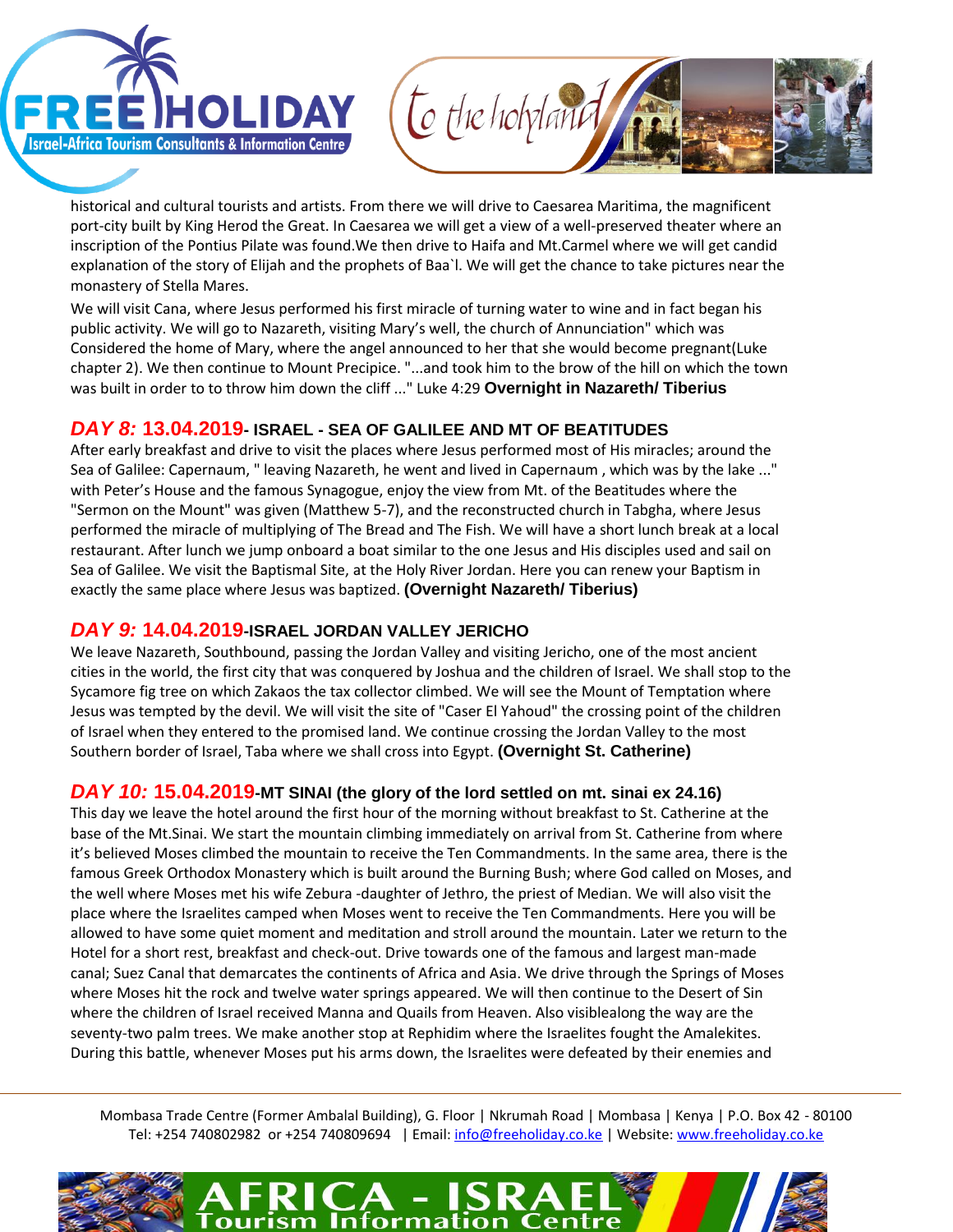historical and cultural tourists and artists. From there we will drive to Caesarea Maritima, the magnificent port-city built by King Herod the Great. In Caesarea we will get a view of a well-preserved theater where an inscription of the Pontius Pilate was found.We then drive to Haifa and Mt.Carmel where we will get candid explanation of the story of Elijah and the prophets of Baa`l. We will get the chance to take pictures near the monastery of Stella Mares.

We will visit Cana, where Jesus performed his first miracle of turning water to wine and in fact began his public activity. We will go to Nazareth, visiting Mary's well, the church of Annunciation" which was Considered the home of Mary, where the angel announced to her that she would become pregnant(Luke chapter 2). We then continue to Mount Precipice. "...and took him to the brow of the hill on which the town was built in order to to throw him down the cliff ..." Luke 4:29 **Overnight in Nazareth/ Tiberius**

## *DAY 8:* 13.04.2019- ISRAEL - SEA OF GALILEE AND MT OF BEATITUDES

After early breakfast and drive to visit the places where Jesus performed most of His miracles; around the Sea of Galilee: Capernaum, " leaving Nazareth, he went and lived in Capernaum , which was by the lake ..." with Peter's House and the famous Synagogue, enjoy the view from Mt. of the Beatitudes where the "Sermon on the Mount" was given (Matthew 5-7), and the reconstructed church in Tabgha, where Jesus performed the miracle of multiplying of The Bread and The Fish. We will have a short lunch break at a local restaurant. After lunch we jump onboard a boat similar to the one Jesus and His disciples used and sail on Sea of Galilee. We visit the Baptismal Site, at the Holy River Jordan. Here you can renew your Baptism in exactly the same place where Jesus was baptized. **(Overnight Nazareth/ Tiberius)**

## *DAY 9:* 14.04.2019-ISRAEL JORDAN VALLEY JERICHO

We leave Nazareth, Southbound, passing the Jordan Valley and visiting Jericho, one of the most ancient cities in the world, the first city that was conquered by Joshua and the children of Israel. We shall stop to the Sycamore fig tree on which Zakaos the tax collector climbed. We will see the Mount of Temptation where Jesus was tempted by the devil. We will visit the site of "Caser El Yahoud" the crossing point of the children of Israel when they entered to the promised land. We continue crossing the Jordan Valley to the most Southern border of Israel, Taba where we shall cross into Egypt. **(Overnight St. Catherine)**

## *DAY 10:* 15.04.2019-MT SINAI (the glory of the lord settled on mt. sinai ex 24.16)

This day we leave the hotel around the first hour of the morning without breakfast to St. Catherine at the base of the Mt.Sinai. We start the mountain climbing immediately on arrival from St. Catherine from where it's believed Moses climbed the mountain to receive the Ten Commandments. In the same area, there is the famous Greek Orthodox Monastery which is built around the Burning Bush; where God called on Moses, and the well where Moses met his wife Zebura -daughter of Jethro, the priest of Median. We will also visit the place where the Israelites camped when Moses went to receive the Ten Commandments. Here you will be allowed to have some quiet moment and meditation and stroll around the mountain. Later we return to the Hotel for a short rest, breakfast and check-out. Drive towards one of the famous and largest man-made canal; Suez Canal that demarcates the continents of Africa and Asia. We drive through the Springs of Moses where Moses hit the rock and twelve water springs appeared. We will then continue to the Desert of Sin where the children of Israel received Manna and Quails from Heaven. Also visiblealong the way are the seventy-two palm trees. We make another stop at Rephidim where the Israelites fought the Amalekites. During this battle, whenever Moses put his arms down, the Israelites were defeated by their enemies and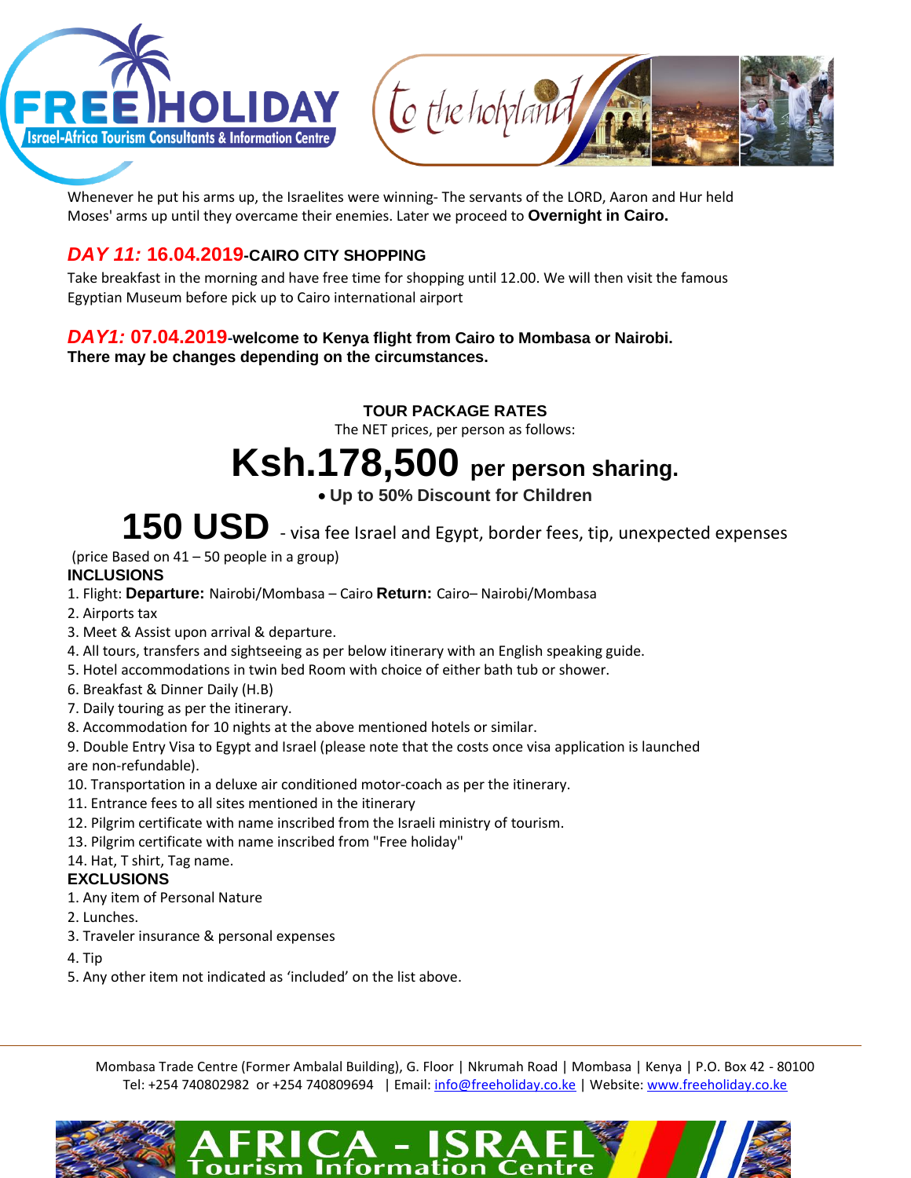Whenever he put his arms up, the Israelites were winning- The servants of the LORD, Aaron and Hur held Moses' arms up until they overcame their enemies. Later we proceed to **Overnight in Cairo.**

### *DAY 11:* 16.04.2019-CAIRO CITY SHOPPING

Take breakfast in the morning and have free time for shopping until 12.00. We will then visit the famous Egyptian Museum before pick up to Cairo international airport

### *DAY1:* 07.04.2019-welcome to Kenya flight from Cairo to Mombasa or Nairobi.

**There may be changes depending on the circumstances.**

## TOUR PACKAGE RATES

The NET prices, per person as follows:

# Ksh.178,500 per person sharing.

- **Up to 50% Discount for Children**

**150 USD** - visa fee Israel and Egypt, border fees, tip, unexpected expenses

(price Based on 41 – 50 people in a group)

### INCLUSIONS

1. Flight: **Departure:** Nairobi/Mombasa – Cairo **Return:** Cairo– Nairobi/Mombasa
2. Airports tax
3. Meet & Assist upon arrival & departure.
4. All tours, transfers and sightseeing as per below itinerary with an English speaking guide.
5. Hotel accommodations in twin bed Room with choice of either bath tub or shower.
6. Breakfast & Dinner Daily (H.B)
7. Daily touring as per the itinerary.
8. Accommodation for 10 nights at the above mentioned hotels or similar.
9. Double Entry Visa to Egypt and Israel (please note that the costs once visa application is launched are non-refundable).
10. Transportation in a deluxe air conditioned motor-coach as per the itinerary.
11. Entrance fees to all sites mentioned in the itinerary
12. Pilgrim certificate with name inscribed from the Israeli ministry of tourism.
13. Pilgrim certificate with name inscribed from "Free holiday"
14. Hat, T shirt, Tag name.

### EXCLUSIONS

1. Any item of Personal Nature
2. Lunches.
3. Traveler insurance & personal expenses
4. Tip
5. Any other item not indicated as 'included' on the list above.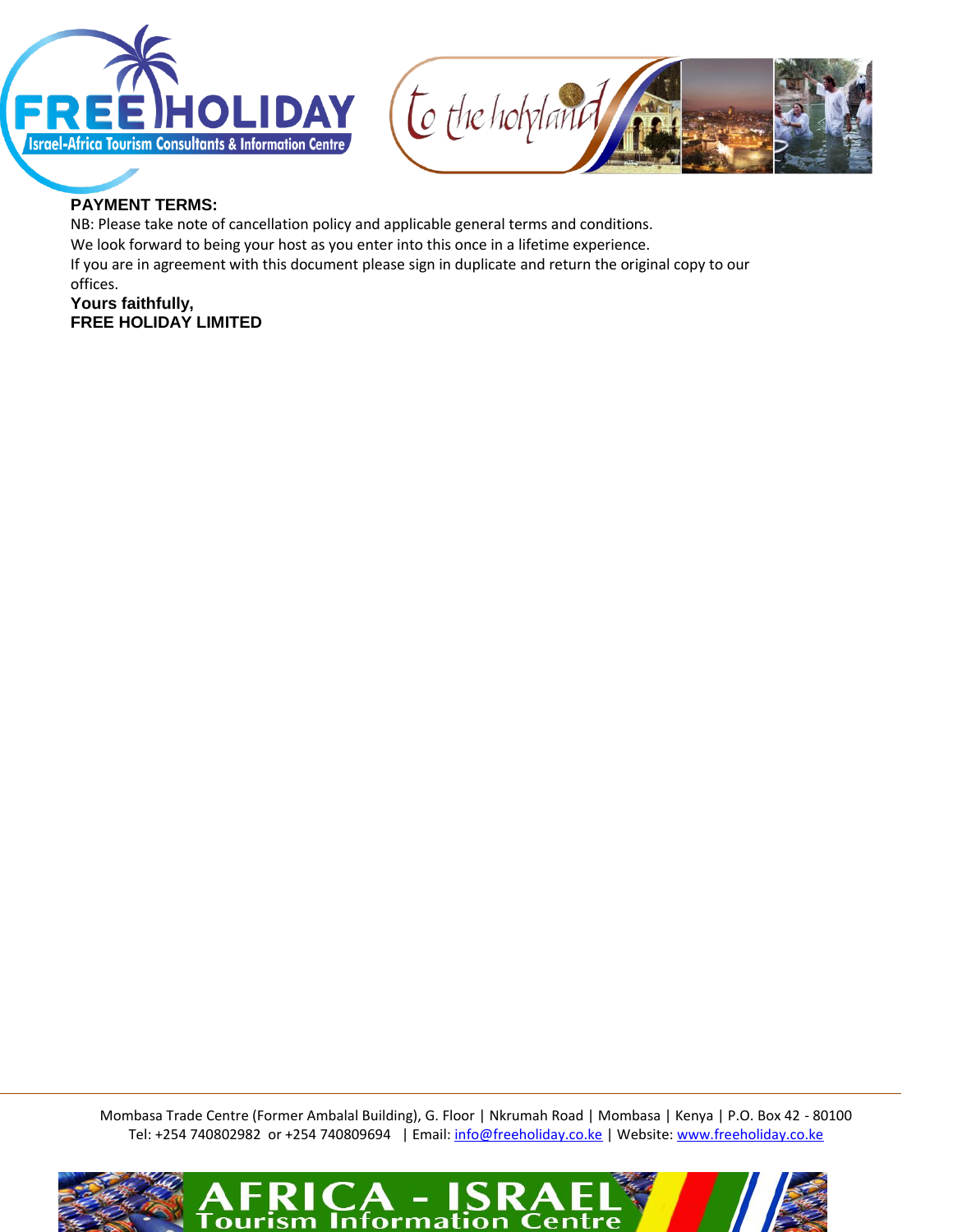**PAYMENT TERMS:**

NB: Please take note of cancellation policy and applicable general terms and conditions.
We look forward to being your host as you enter into this once in a lifetime experience.
If you are in agreement with this document please sign in duplicate and return the original copy to our offices.

**Yours faithfully,**
**FREE HOLIDAY LIMITED**